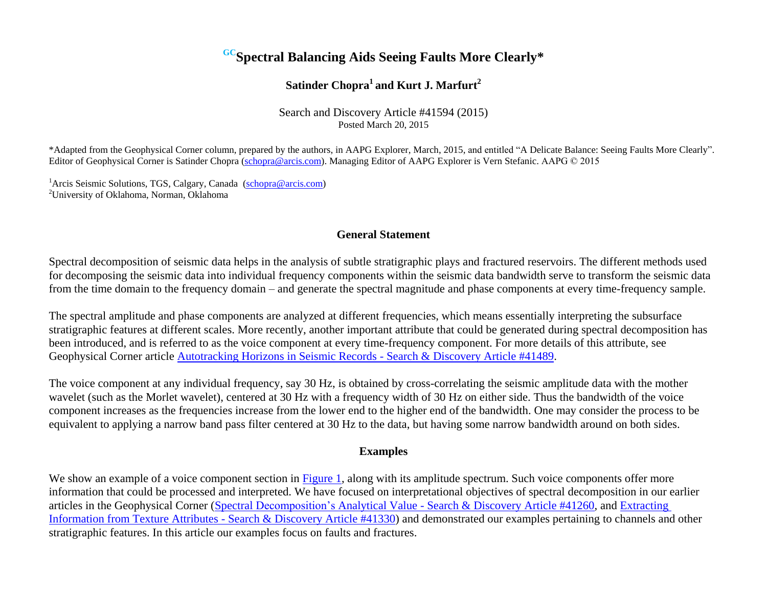# [GC]Spectral Balancing Aids Seeing Faults More Clearly*

**Satinder Chopra[1] and Kurt J. Marfurt[2]**

Search and Discovery Article #41594 (2015)
Posted March 20, 2015

*Adapted from the Geophysical Corner column, prepared by the authors, in AAPG Explorer, March, 2015, and entitled "A Delicate Balance: Seeing Faults More Clearly". Editor of Geophysical Corner is Satinder Chopra (schopra@arcis.com). Managing Editor of AAPG Explorer is Vern Stefanic. AAPG © 2015

[1]Arcis Seismic Solutions, TGS, Calgary, Canada (schopra@arcis.com)
[2]University of Oklahoma, Norman, Oklahoma

## General Statement

Spectral decomposition of seismic data helps in the analysis of subtle stratigraphic plays and fractured reservoirs. The different methods used for decomposing the seismic data into individual frequency components within the seismic data bandwidth serve to transform the seismic data from the time domain to the frequency domain – and generate the spectral magnitude and phase components at every time-frequency sample.

The spectral amplitude and phase components are analyzed at different frequencies, which means essentially interpreting the subsurface stratigraphic features at different scales. More recently, another important attribute that could be generated during spectral decomposition has been introduced, and is referred to as the voice component at every time-frequency component. For more details of this attribute, see Geophysical Corner article Autotracking Horizons in Seismic Records - Search & Discovery Article #41489.

The voice component at any individual frequency, say 30 Hz, is obtained by cross-correlating the seismic amplitude data with the mother wavelet (such as the Morlet wavelet), centered at 30 Hz with a frequency width of 30 Hz on either side. Thus the bandwidth of the voice component increases as the frequencies increase from the lower end to the higher end of the bandwidth. One may consider the process to be equivalent to applying a narrow band pass filter centered at 30 Hz to the data, but having some narrow bandwidth around on both sides.

## Examples

We show an example of a voice component section in Figure 1, along with its amplitude spectrum. Such voice components offer more information that could be processed and interpreted. We have focused on interpretational objectives of spectral decomposition in our earlier articles in the Geophysical Corner (Spectral Decomposition's Analytical Value - Search & Discovery Article #41260, and Extracting Information from Texture Attributes - Search & Discovery Article #41330) and demonstrated our examples pertaining to channels and other stratigraphic features. In this article our examples focus on faults and fractures.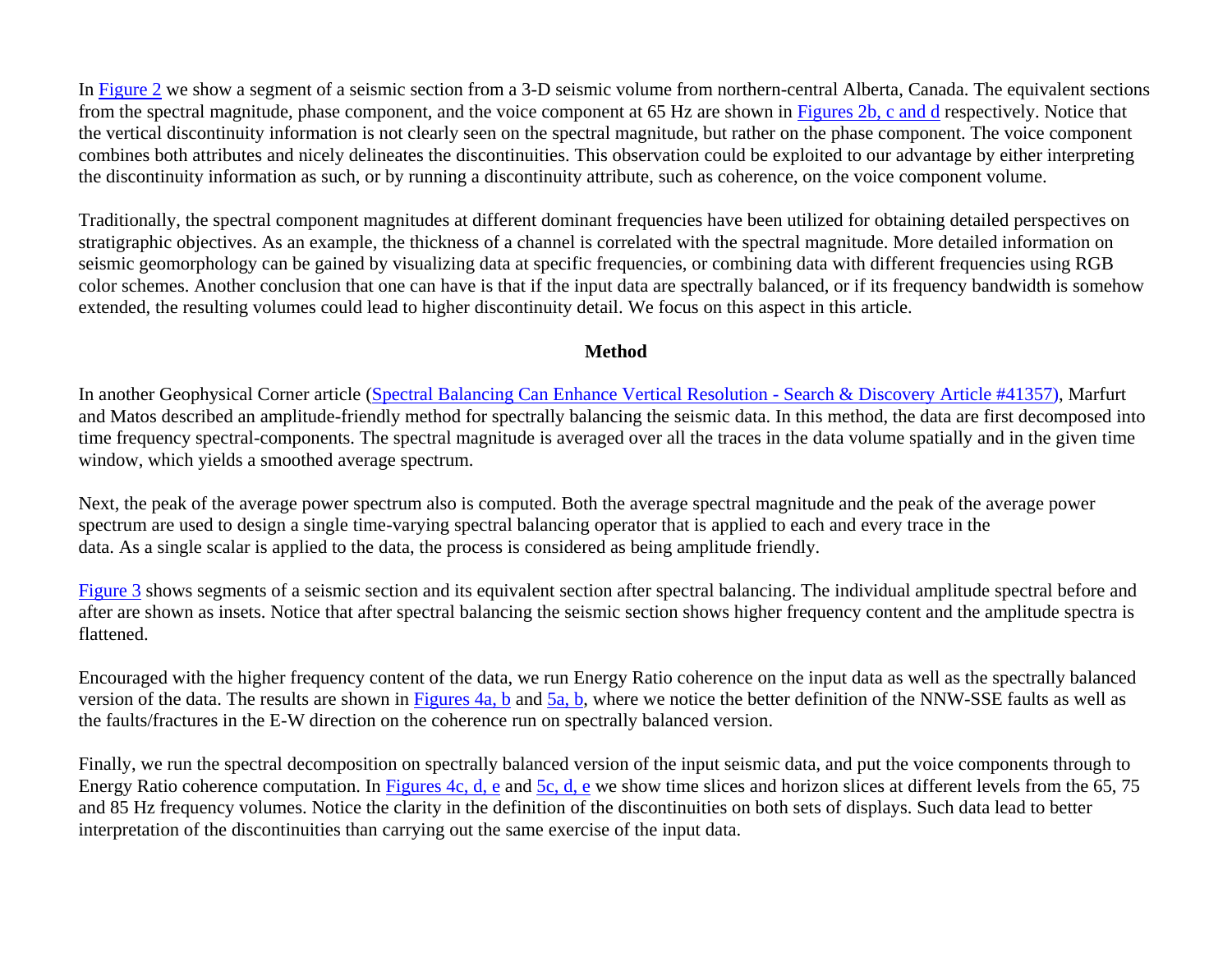In Figure 2 we show a segment of a seismic section from a 3-D seismic volume from northern-central Alberta, Canada. The equivalent sections from the spectral magnitude, phase component, and the voice component at 65 Hz are shown in Figures 2b, c and d respectively. Notice that the vertical discontinuity information is not clearly seen on the spectral magnitude, but rather on the phase component. The voice component combines both attributes and nicely delineates the discontinuities. This observation could be exploited to our advantage by either interpreting the discontinuity information as such, or by running a discontinuity attribute, such as coherence, on the voice component volume.

Traditionally, the spectral component magnitudes at different dominant frequencies have been utilized for obtaining detailed perspectives on stratigraphic objectives. As an example, the thickness of a channel is correlated with the spectral magnitude. More detailed information on seismic geomorphology can be gained by visualizing data at specific frequencies, or combining data with different frequencies using RGB color schemes. Another conclusion that one can have is that if the input data are spectrally balanced, or if its frequency bandwidth is somehow extended, the resulting volumes could lead to higher discontinuity detail. We focus on this aspect in this article.

## Method

In another Geophysical Corner article (Spectral Balancing Can Enhance Vertical Resolution - Search & Discovery Article #41357), Marfurt and Matos described an amplitude-friendly method for spectrally balancing the seismic data. In this method, the data are first decomposed into time frequency spectral-components. The spectral magnitude is averaged over all the traces in the data volume spatially and in the given time window, which yields a smoothed average spectrum.

Next, the peak of the average power spectrum also is computed. Both the average spectral magnitude and the peak of the average power spectrum are used to design a single time-varying spectral balancing operator that is applied to each and every trace in the data. As a single scalar is applied to the data, the process is considered as being amplitude friendly.

Figure 3 shows segments of a seismic section and its equivalent section after spectral balancing. The individual amplitude spectral before and after are shown as insets. Notice that after spectral balancing the seismic section shows higher frequency content and the amplitude spectra is flattened.

Encouraged with the higher frequency content of the data, we run Energy Ratio coherence on the input data as well as the spectrally balanced version of the data. The results are shown in Figures 4a, b and 5a, b, where we notice the better definition of the NNW-SSE faults as well as the faults/fractures in the E-W direction on the coherence run on spectrally balanced version.

Finally, we run the spectral decomposition on spectrally balanced version of the input seismic data, and put the voice components through to Energy Ratio coherence computation. In Figures 4c, d, e and 5c, d, e we show time slices and horizon slices at different levels from the 65, 75 and 85 Hz frequency volumes. Notice the clarity in the definition of the discontinuities on both sets of displays. Such data lead to better interpretation of the discontinuities than carrying out the same exercise of the input data.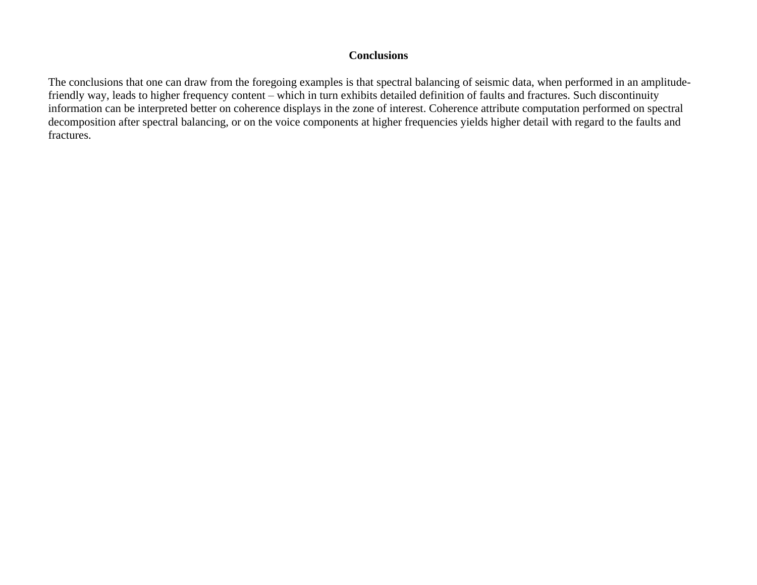## Conclusions

The conclusions that one can draw from the foregoing examples is that spectral balancing of seismic data, when performed in an amplitude-friendly way, leads to higher frequency content – which in turn exhibits detailed definition of faults and fractures. Such discontinuity information can be interpreted better on coherence displays in the zone of interest. Coherence attribute computation performed on spectral decomposition after spectral balancing, or on the voice components at higher frequencies yields higher detail with regard to the faults and fractures.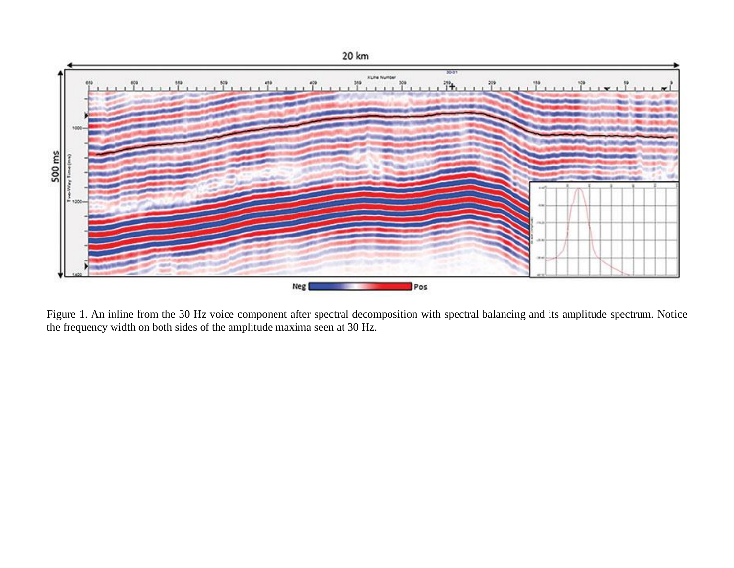Figure 1. An inline from the 30 Hz voice component after spectral decomposition with spectral balancing and its amplitude spectrum. Notice the frequency width on both sides of the amplitude maxima seen at 30 Hz.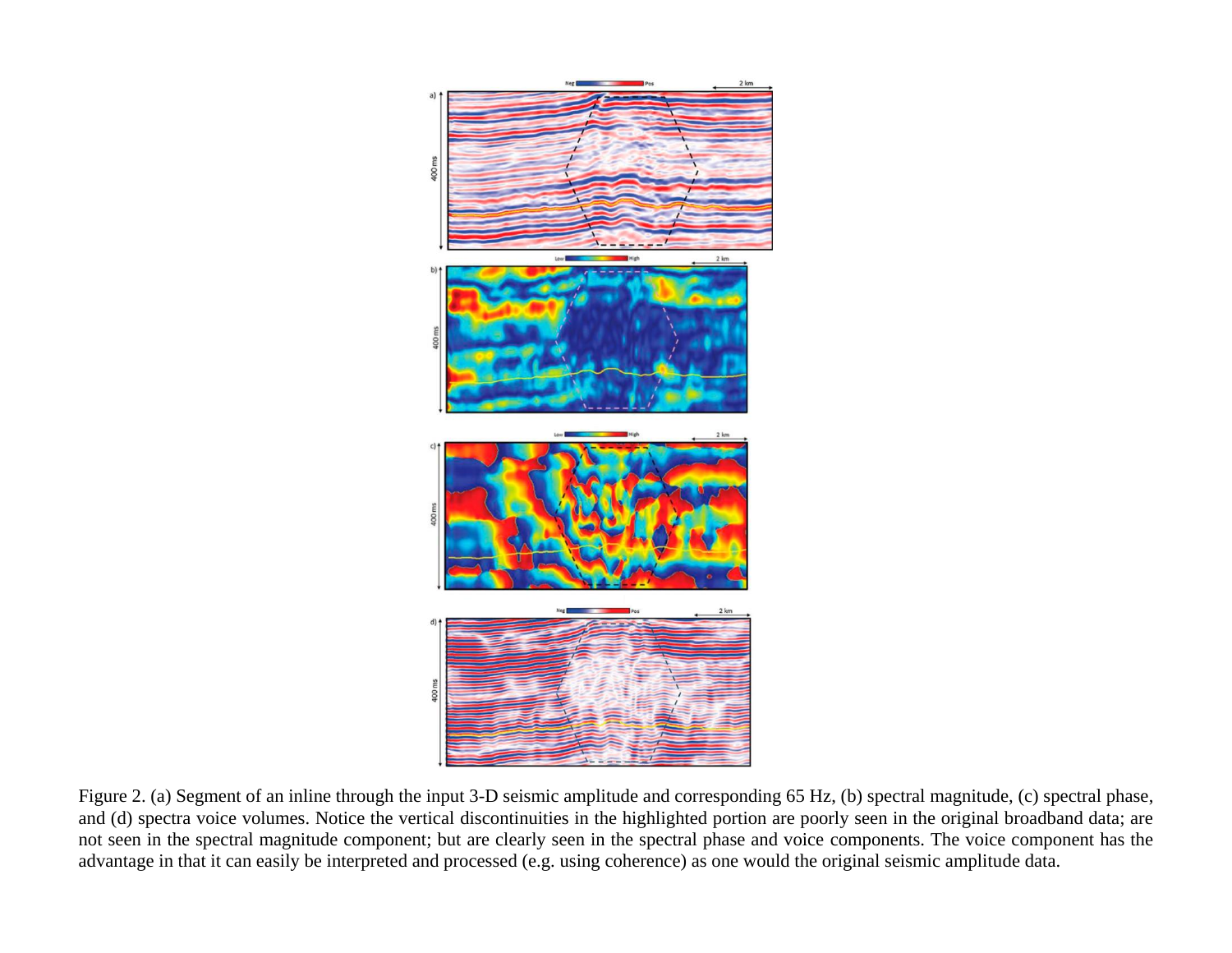Figure 2. (a) Segment of an inline through the input 3-D seismic amplitude and corresponding 65 Hz, (b) spectral magnitude, (c) spectral phase, and (d) spectra voice volumes. Notice the vertical discontinuities in the highlighted portion are poorly seen in the original broadband data; are not seen in the spectral magnitude component; but are clearly seen in the spectral phase and voice components. The voice component has the advantage in that it can easily be interpreted and processed (e.g. using coherence) as one would the original seismic amplitude data.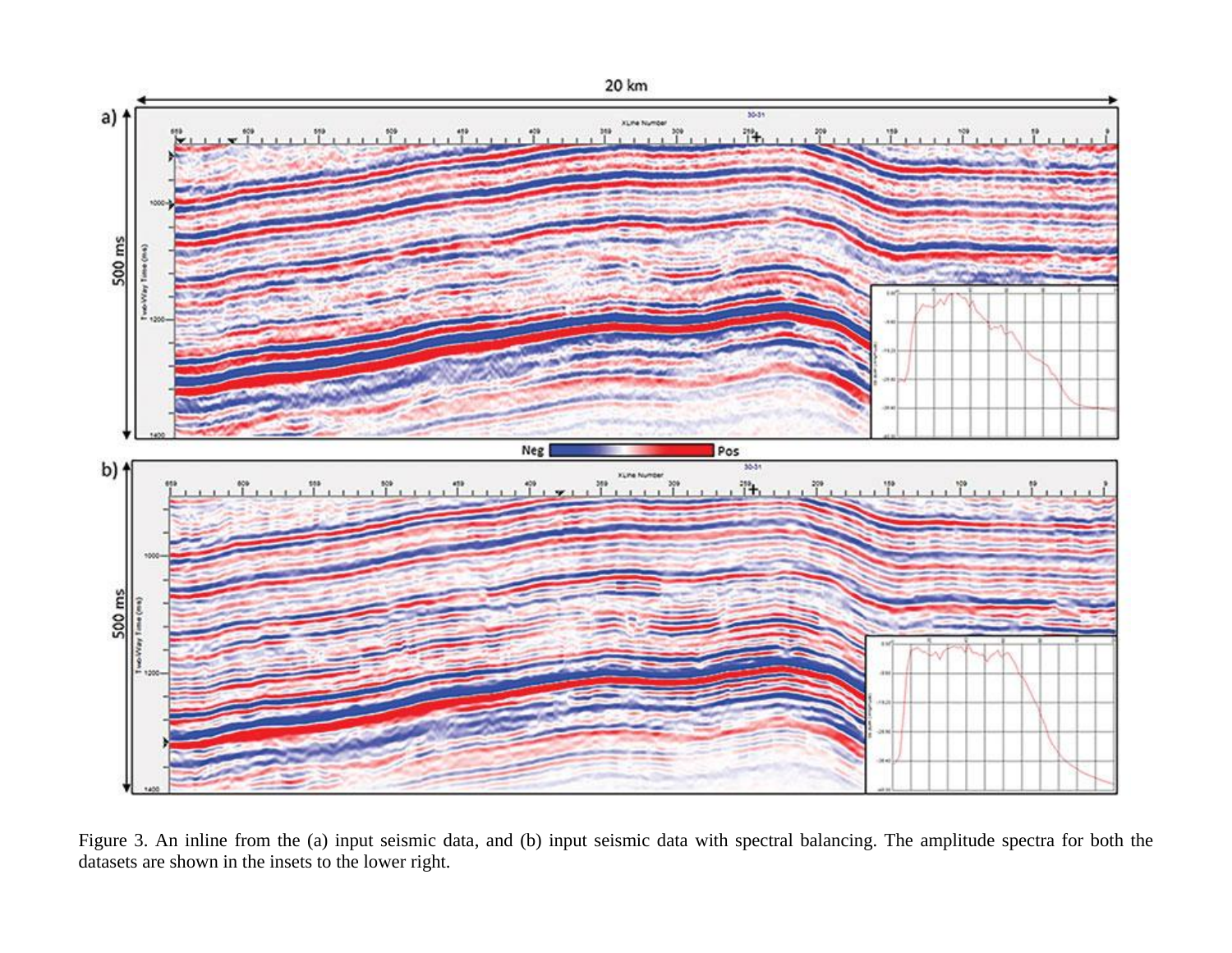Figure 3. An inline from the (a) input seismic data, and (b) input seismic data with spectral balancing. The amplitude spectra for both the datasets are shown in the insets to the lower right.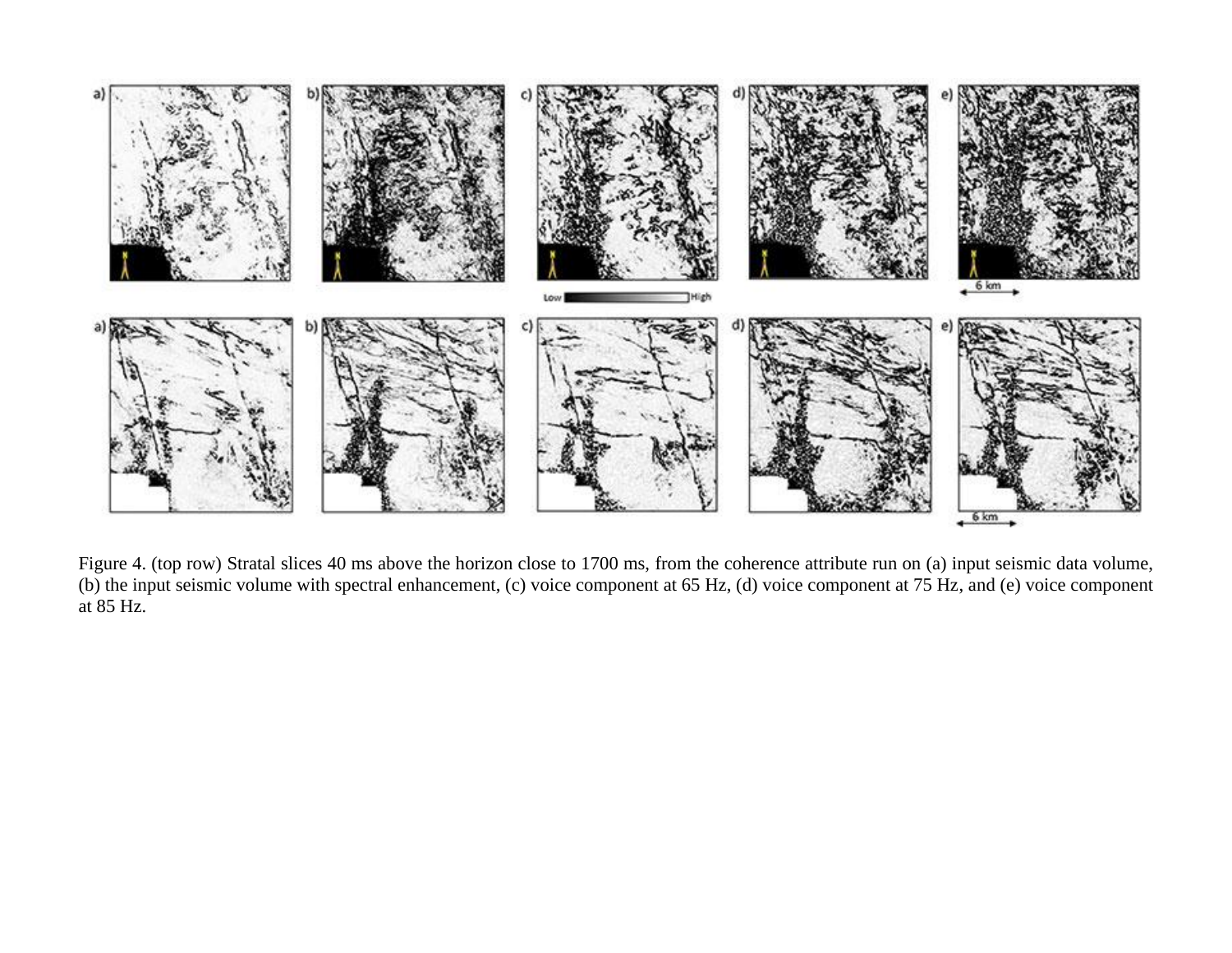Figure 4. (top row) Stratal slices 40 ms above the horizon close to 1700 ms, from the coherence attribute run on (a) input seismic data volume, (b) the input seismic volume with spectral enhancement, (c) voice component at 65 Hz, (d) voice component at 75 Hz, and (e) voice component at 85 Hz.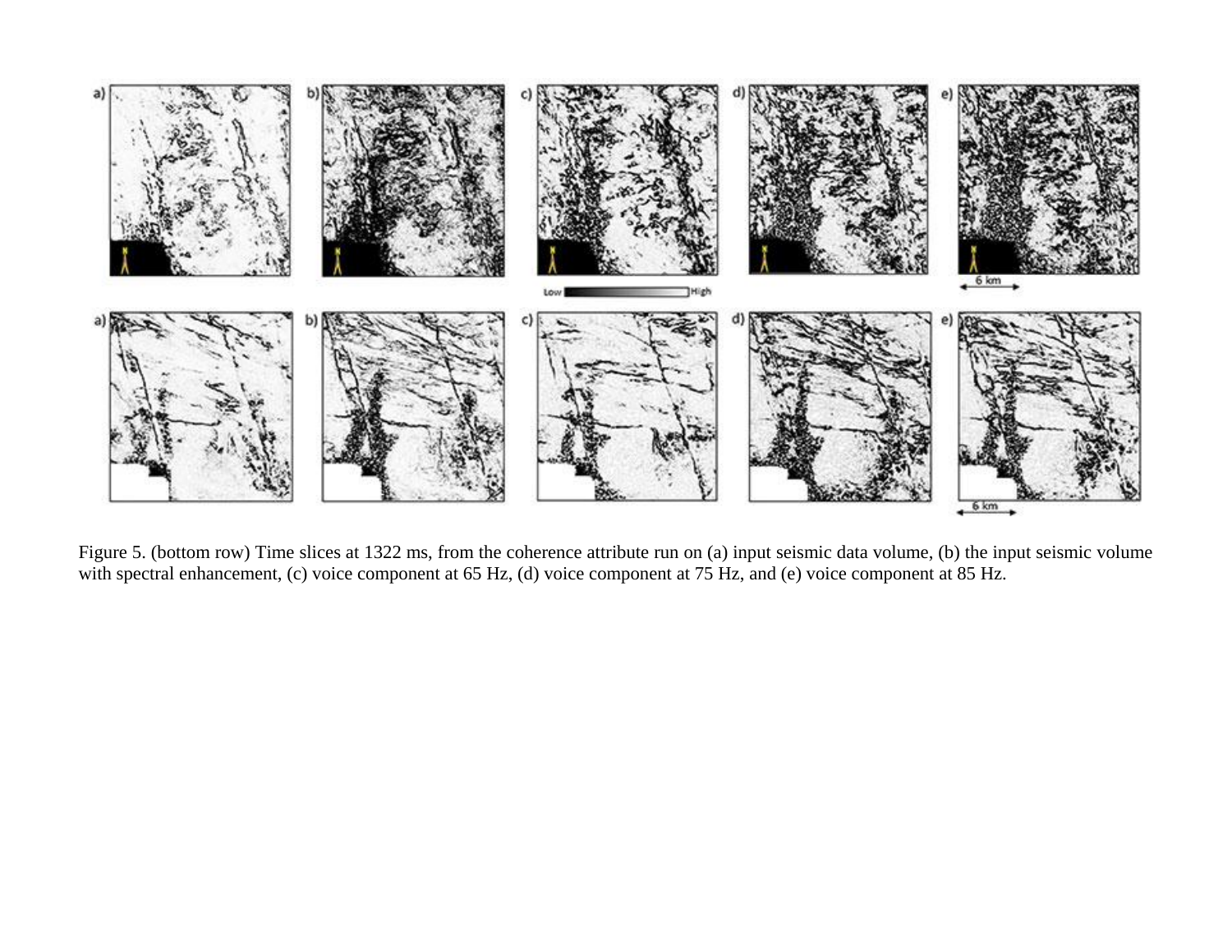a)

b)

c)

d)

e)

Low High

6 km

a)

b)

c)

d)

e)

6 km

Figure 5. (bottom row) Time slices at 1322 ms, from the coherence attribute run on (a) input seismic data volume, (b) the input seismic volume with spectral enhancement, (c) voice component at 65 Hz, (d) voice component at 75 Hz, and (e) voice component at 85 Hz.